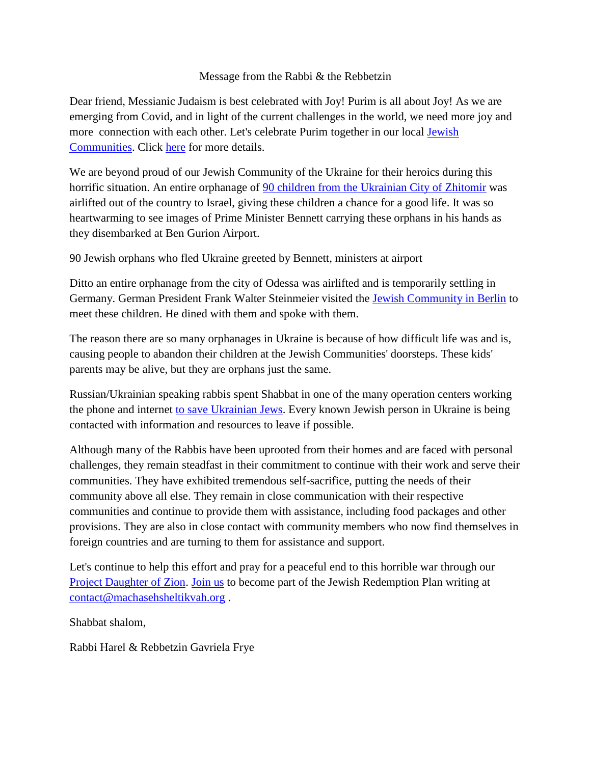Message from the Rabbi & the Rebbetzin

Dear friend, Messianic Judaism is best celebrated with Joy! Purim is all about Joy! As we are emerging from Covid, and in light of the current challenges in the world, we need more joy and more connection with each other. Let's celebrate Purim together in our local Jewish Communities. Click here for more details.

We are beyond proud of our Jewish Community of the Ukraine for their heroics during this horrific situation. An entire orphanage of 90 children from the Ukrainian City of Zhitomir was airlifted out of the country to Israel, giving these children a chance for a good life. It was so heartwarming to see images of Prime Minister Bennett carrying these orphans in his hands as they disembarked at Ben Gurion Airport.

90 Jewish orphans who fled Ukraine greeted by Bennett, ministers at airport

Ditto an entire orphanage from the city of Odessa was airlifted and is temporarily settling in Germany. German President Frank Walter Steinmeier visited the Jewish Community in Berlin to meet these children. He dined with them and spoke with them.

The reason there are so many orphanages in Ukraine is because of how difficult life was and is, causing people to abandon their children at the Jewish Communities' doorsteps. These kids' parents may be alive, but they are orphans just the same.

Russian/Ukrainian speaking rabbis spent Shabbat in one of the many operation centers working the phone and internet to save Ukrainian Jews. Every known Jewish person in Ukraine is being contacted with information and resources to leave if possible.

Although many of the Rabbis have been uprooted from their homes and are faced with personal challenges, they remain steadfast in their commitment to continue with their work and serve their communities. They have exhibited tremendous self-sacrifice, putting the needs of their community above all else. They remain in close communication with their respective communities and continue to provide them with assistance, including food packages and other provisions. They are also in close contact with community members who now find themselves in foreign countries and are turning to them for assistance and support.

Let's continue to help this effort and pray for a peaceful end to this horrible war through our Project Daughter of Zion. Join us to become part of the Jewish Redemption Plan writing at contact@machasehsheltikvah.org .

Shabbat shalom,

Rabbi Harel & Rebbetzin Gavriela Frye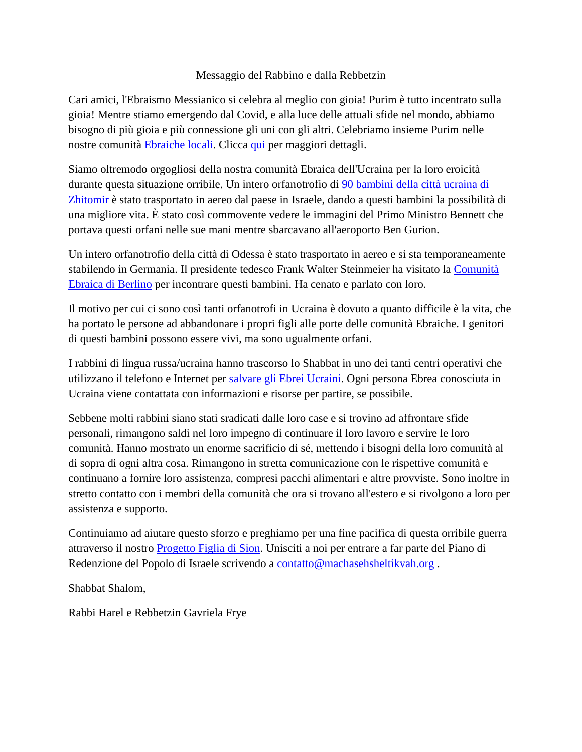Messaggio del Rabbino e dalla Rebbetzin

Cari amici, l'Ebraismo Messianico si celebra al meglio con gioia! Purim è tutto incentrato sulla gioia! Mentre stiamo emergendo dal Covid, e alla luce delle attuali sfide nel mondo, abbiamo bisogno di più gioia e più connessione gli uni con gli altri. Celebriamo insieme Purim nelle nostre comunità Ebraiche locali. Clicca qui per maggiori dettagli.

Siamo oltremodo orgogliosi della nostra comunità Ebraica dell'Ucraina per la loro eroicità durante questa situazione orribile. Un intero orfanotrofio di 90 bambini della città ucraina di Zhitomir è stato trasportato in aereo dal paese in Israele, dando a questi bambini la possibilità di una migliore vita. È stato così commovente vedere le immagini del Primo Ministro Bennett che portava questi orfani nelle sue mani mentre sbarcavano all'aeroporto Ben Gurion.

Un intero orfanotrofio della città di Odessa è stato trasportato in aereo e si sta temporaneamente stabilendo in Germania. Il presidente tedesco Frank Walter Steinmeier ha visitato la Comunità Ebraica di Berlino per incontrare questi bambini. Ha cenato e parlato con loro.

Il motivo per cui ci sono così tanti orfanotrofi in Ucraina è dovuto a quanto difficile è la vita, che ha portato le persone ad abbandonare i propri figli alle porte delle comunità Ebraiche. I genitori di questi bambini possono essere vivi, ma sono ugualmente orfani.

I rabbini di lingua russa/ucraina hanno trascorso lo Shabbat in uno dei tanti centri operativi che utilizzano il telefono e Internet per salvare gli Ebrei Ucraini. Ogni persona Ebrea conosciuta in Ucraina viene contattata con informazioni e risorse per partire, se possibile.

Sebbene molti rabbini siano stati sradicati dalle loro case e si trovino ad affrontare sfide personali, rimangono saldi nel loro impegno di continuare il loro lavoro e servire le loro comunità. Hanno mostrato un enorme sacrificio di sé, mettendo i bisogni della loro comunità al di sopra di ogni altra cosa. Rimangono in stretta comunicazione con le rispettive comunità e continuano a fornire loro assistenza, compresi pacchi alimentari e altre provviste. Sono inoltre in stretto contatto con i membri della comunità che ora si trovano all'estero e si rivolgono a loro per assistenza e supporto.

Continuiamo ad aiutare questo sforzo e preghiamo per una fine pacifica di questa orribile guerra attraverso il nostro Progetto Figlia di Sion. Unisciti a noi per entrare a far parte del Piano di Redenzione del Popolo di Israele scrivendo a contatto@machasehsheltikvah.org .

Shabbat Shalom,

Rabbi Harel e Rebbetzin Gavriela Frye